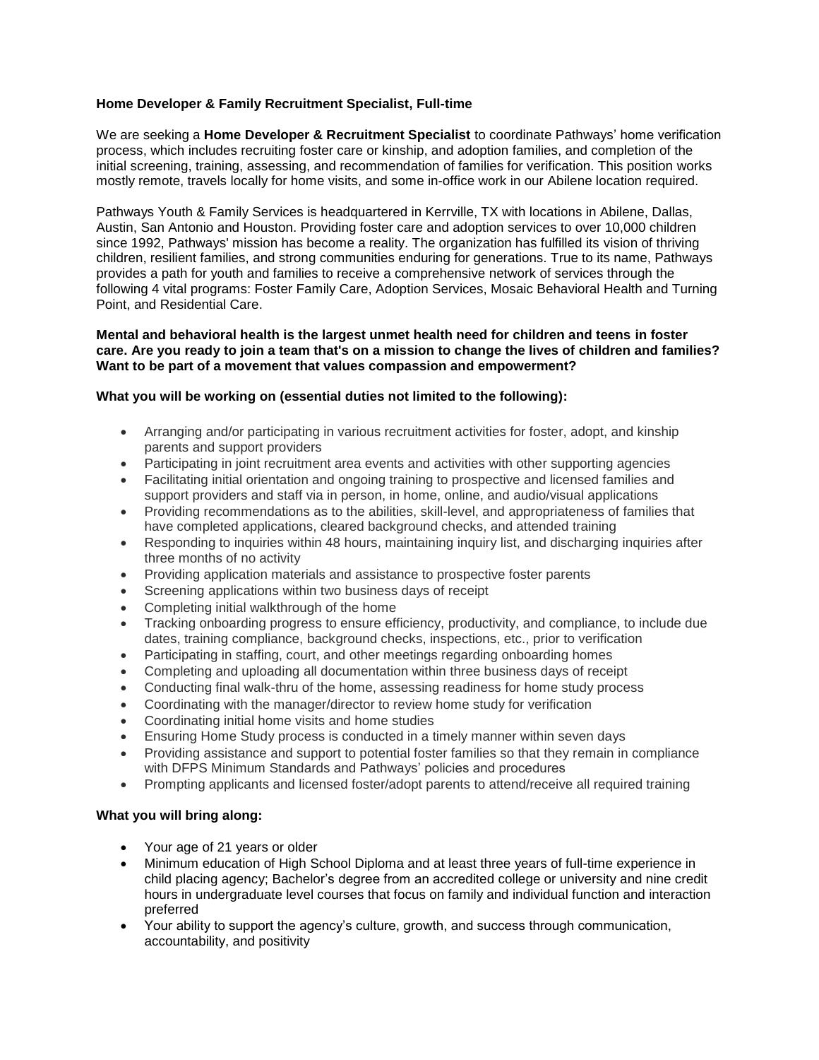**Home Developer & Family Recruitment Specialist, Full-time**

We are seeking a **Home Developer & Recruitment Specialist** to coordinate Pathways' home verification process, which includes recruiting foster care or kinship, and adoption families, and completion of the initial screening, training, assessing, and recommendation of families for verification. This position works mostly remote, travels locally for home visits, and some in-office work in our Abilene location required.

Pathways Youth & Family Services is headquartered in Kerrville, TX with locations in Abilene, Dallas, Austin, San Antonio and Houston. Providing foster care and adoption services to over 10,000 children since 1992, Pathways' mission has become a reality. The organization has fulfilled its vision of thriving children, resilient families, and strong communities enduring for generations. True to its name, Pathways provides a path for youth and families to receive a comprehensive network of services through the following 4 vital programs: Foster Family Care, Adoption Services, Mosaic Behavioral Health and Turning Point, and Residential Care.

**Mental and behavioral health is the largest unmet health need for children and teens in foster care. Are you ready to join a team that's on a mission to change the lives of children and families? Want to be part of a movement that values compassion and empowerment?**

**What you will be working on (essential duties not limited to the following):**

- Arranging and/or participating in various recruitment activities for foster, adopt, and kinship parents and support providers
- Participating in joint recruitment area events and activities with other supporting agencies
- Facilitating initial orientation and ongoing training to prospective and licensed families and support providers and staff via in person, in home, online, and audio/visual applications
- Providing recommendations as to the abilities, skill-level, and appropriateness of families that have completed applications, cleared background checks, and attended training
- Responding to inquiries within 48 hours, maintaining inquiry list, and discharging inquiries after three months of no activity
- Providing application materials and assistance to prospective foster parents
- Screening applications within two business days of receipt
- Completing initial walkthrough of the home
- Tracking onboarding progress to ensure efficiency, productivity, and compliance, to include due dates, training compliance, background checks, inspections, etc., prior to verification
- Participating in staffing, court, and other meetings regarding onboarding homes
- Completing and uploading all documentation within three business days of receipt
- Conducting final walk-thru of the home, assessing readiness for home study process
- Coordinating with the manager/director to review home study for verification
- Coordinating initial home visits and home studies
- Ensuring Home Study process is conducted in a timely manner within seven days
- Providing assistance and support to potential foster families so that they remain in compliance with DFPS Minimum Standards and Pathways' policies and procedures
- Prompting applicants and licensed foster/adopt parents to attend/receive all required training

**What you will bring along:**

- Your age of 21 years or older
- Minimum education of High School Diploma and at least three years of full-time experience in child placing agency; Bachelor's degree from an accredited college or university and nine credit hours in undergraduate level courses that focus on family and individual function and interaction preferred
- Your ability to support the agency's culture, growth, and success through communication, accountability, and positivity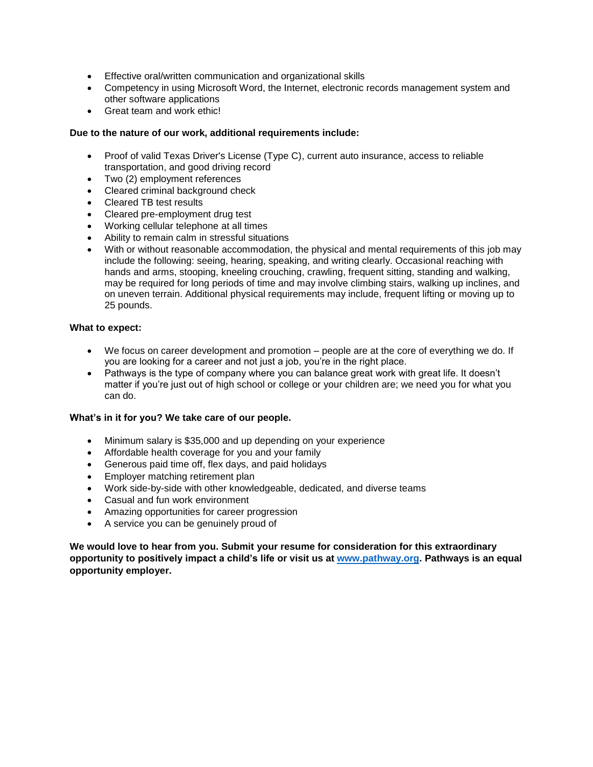- Effective oral/written communication and organizational skills
- Competency in using Microsoft Word, the Internet, electronic records management system and other software applications
- Great team and work ethic!

**Due to the nature of our work, additional requirements include:**

- Proof of valid Texas Driver's License (Type C), current auto insurance, access to reliable transportation, and good driving record
- Two (2) employment references
- Cleared criminal background check
- Cleared TB test results
- Cleared pre-employment drug test
- Working cellular telephone at all times
- Ability to remain calm in stressful situations
- With or without reasonable accommodation, the physical and mental requirements of this job may include the following: seeing, hearing, speaking, and writing clearly. Occasional reaching with hands and arms, stooping, kneeling crouching, crawling, frequent sitting, standing and walking, may be required for long periods of time and may involve climbing stairs, walking up inclines, and on uneven terrain. Additional physical requirements may include, frequent lifting or moving up to 25 pounds.

**What to expect:**

- We focus on career development and promotion – people are at the core of everything we do. If you are looking for a career and not just a job, you're in the right place.
- Pathways is the type of company where you can balance great work with great life. It doesn't matter if you're just out of high school or college or your children are; we need you for what you can do.

**What's in it for you? We take care of our people.**

- Minimum salary is $35,000 and up depending on your experience
- Affordable health coverage for you and your family
- Generous paid time off, flex days, and paid holidays
- Employer matching retirement plan
- Work side-by-side with other knowledgeable, dedicated, and diverse teams
- Casual and fun work environment
- Amazing opportunities for career progression
- A service you can be genuinely proud of

**We would love to hear from you. Submit your resume for consideration for this extraordinary opportunity to positively impact a child's life or visit us at [www.pathway.org](http://www.pathway.org). Pathways is an equal opportunity employer.**